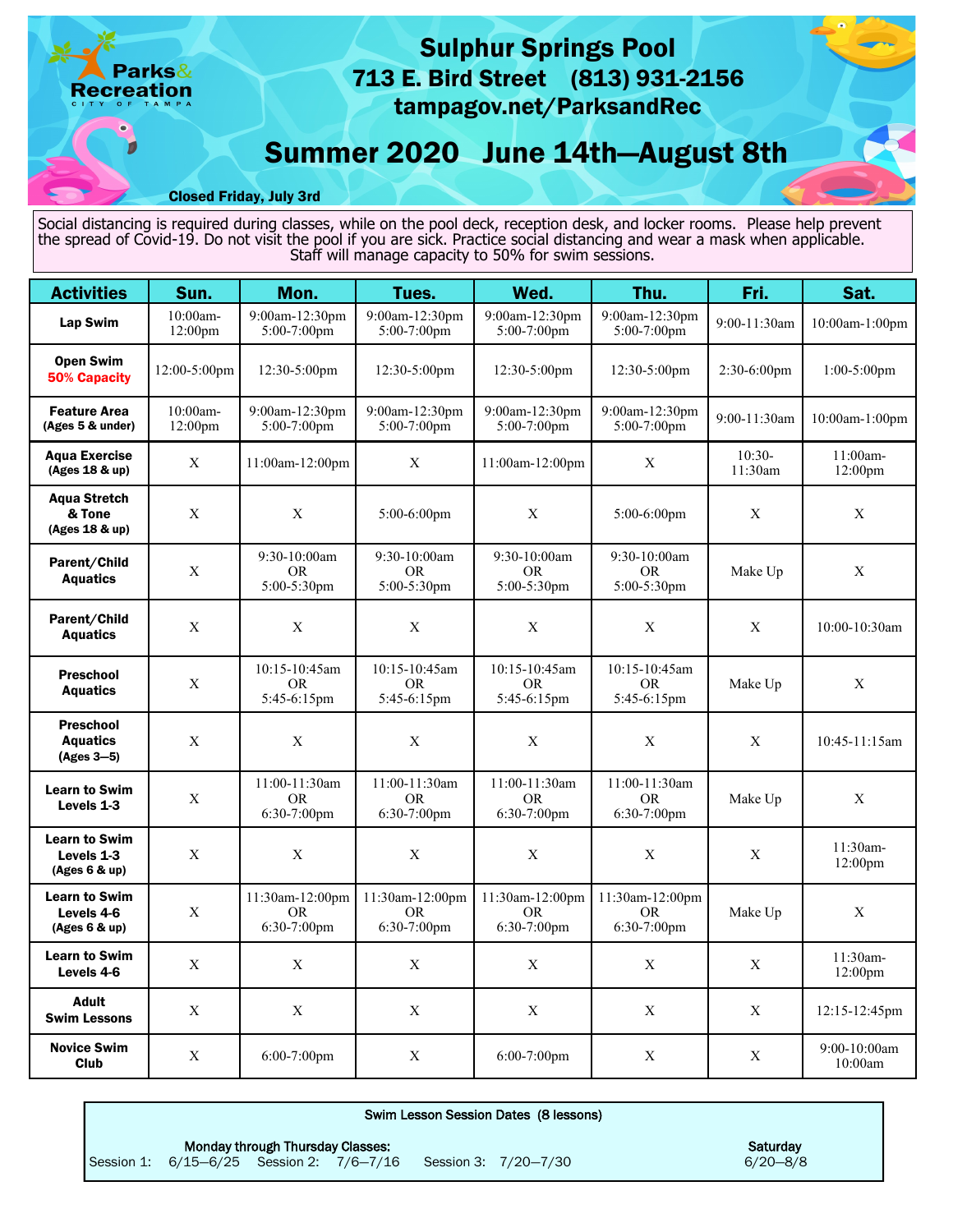Parks & Recreation
CITY OF TAMPA

# Sulphur Springs Pool

## 713 E. Bird Street (813) 931-2156

## tampagov.net/ParksandRec

# Summer 2020 June 14th—August 8th

**Closed Friday, July 3rd**

Social distancing is required during classes, while on the pool deck, reception desk, and locker rooms. Please help prevent the spread of Covid-19. Do not visit the pool if you are sick. Practice social distancing and wear a mask when applicable. Staff will manage capacity to 50% for swim sessions.

| Activities | Sun. | Mon. | Tues. | Wed. | Thu. | Fri. | Sat. |
|---|---|---|---|---|---|---|---|
| **Lap Swim** | 10:00am-12:00pm | 9:00am-12:30pm 5:00-7:00pm | 9:00am-12:30pm 5:00-7:00pm | 9:00am-12:30pm 5:00-7:00pm | 9:00am-12:30pm 5:00-7:00pm | 9:00-11:30am | 10:00am-1:00pm |
| **Open Swim** 50% Capacity | 12:00-5:00pm | 12:30-5:00pm | 12:30-5:00pm | 12:30-5:00pm | 12:30-5:00pm | 2:30-6:00pm | 1:00-5:00pm |
| **Feature Area** (Ages 5 & under) | 10:00am-12:00pm | 9:00am-12:30pm 5:00-7:00pm | 9:00am-12:30pm 5:00-7:00pm | 9:00am-12:30pm 5:00-7:00pm | 9:00am-12:30pm 5:00-7:00pm | 9:00-11:30am | 10:00am-1:00pm |
| **Aqua Exercise** (Ages 18 & up) | X | 11:00am-12:00pm | X | 11:00am-12:00pm | X | 10:30-11:30am | 11:00am-12:00pm |
| **Aqua Stretch & Tone** (Ages 18 & up) | X | X | 5:00-6:00pm | X | 5:00-6:00pm | X | X |
| **Parent/Child Aquatics** | X | 9:30-10:00am OR 5:00-5:30pm | 9:30-10:00am OR 5:00-5:30pm | 9:30-10:00am OR 5:00-5:30pm | 9:30-10:00am OR 5:00-5:30pm | Make Up | X |
| **Parent/Child Aquatics** | X | X | X | X | X | X | 10:00-10:30am |
| **Preschool Aquatics** | X | 10:15-10:45am OR 5:45-6:15pm | 10:15-10:45am OR 5:45-6:15pm | 10:15-10:45am OR 5:45-6:15pm | 10:15-10:45am OR 5:45-6:15pm | Make Up | X |
| **Preschool Aquatics** (Ages 3—5) | X | X | X | X | X | X | 10:45-11:15am |
| **Learn to Swim Levels 1-3** | X | 11:00-11:30am OR 6:30-7:00pm | 11:00-11:30am OR 6:30-7:00pm | 11:00-11:30am OR 6:30-7:00pm | 11:00-11:30am OR 6:30-7:00pm | Make Up | X |
| **Learn to Swim Levels 1-3** (Ages 6 & up) | X | X | X | X | X | X | 11:30am-12:00pm |
| **Learn to Swim Levels 4-6** (Ages 6 & up) | X | 11:30am-12:00pm OR 6:30-7:00pm | 11:30am-12:00pm OR 6:30-7:00pm | 11:30am-12:00pm OR 6:30-7:00pm | 11:30am-12:00pm OR 6:30-7:00pm | Make Up | X |
| **Learn to Swim Levels 4-6** | X | X | X | X | X | X | 11:30am-12:00pm |
| **Adult Swim Lessons** | X | X | X | X | X | X | 12:15-12:45pm |
| **Novice Swim Club** | X | 6:00-7:00pm | X | 6:00-7:00pm | X | X | 9:00-10:00am 10:00am |

**Swim Lesson Session Dates (8 lessons)**

**Monday through Thursday Classes:**
Session 1: 6/15—6/25 Session 2: 7/6—7/16 Session 3: 7/20—7/30

**Saturday**
6/20—8/8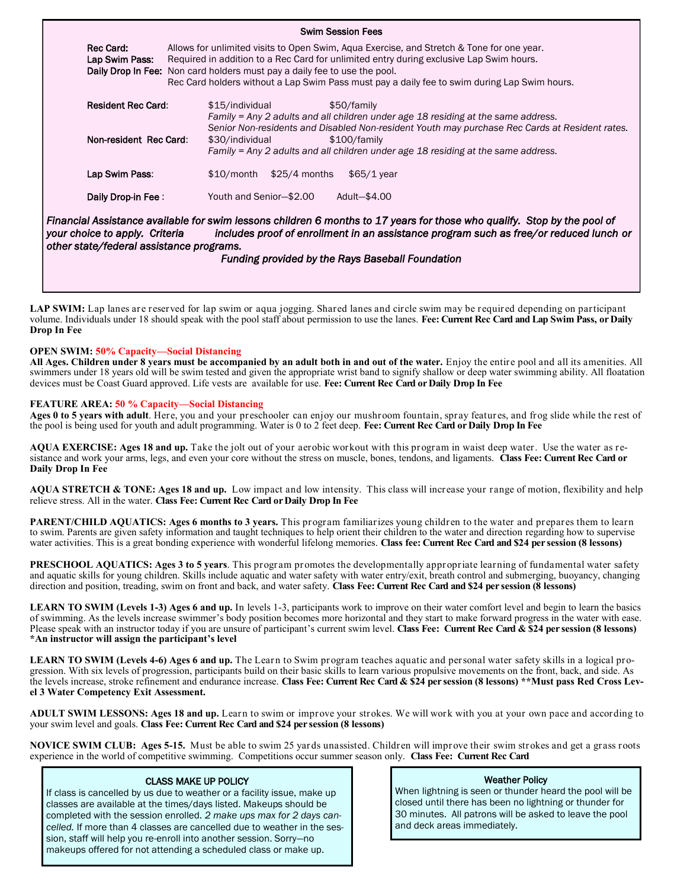## Swim Session Fees

**Rec Card:** Allows for unlimited visits to Open Swim, Aqua Exercise, and Stretch & Tone for one year.
**Lap Swim Pass:** Required in addition to a Rec Card for unlimited entry during exclusive Lap Swim hours.
**Daily Drop In Fee:** Non card holders must pay a daily fee to use the pool.
Rec Card holders without a Lap Swim Pass must pay a daily fee to swim during Lap Swim hours.

**Resident Rec Card:** $15/individual $50/family
*Family = Any 2 adults and all children under age 18 residing at the same address.*
*Senior Non-residents and Disabled Non-resident Youth may purchase Rec Cards at Resident rates.*

**Non-resident Rec Card:** $30/individual $100/family
*Family = Any 2 adults and all children under age 18 residing at the same address.*

**Lap Swim Pass:** $10/month $25/4 months $65/1 year

**Daily Drop-in Fee:** Youth and Senior—$2.00 Adult—$4.00

*Financial Assistance available for swim lessons children 6 months to 17 years for those who qualify. Stop by the pool of your choice to apply. Criteria includes proof of enrollment in an assistance program such as free/or reduced lunch or other state/federal assistance programs.*

*Funding provided by the Rays Baseball Foundation*

**LAP SWIM:** Lap lanes are reserved for lap swim or aqua jogging. Shared lanes and circle swim may be required depending on participant volume. Individuals under 18 should speak with the pool staff about permission to use the lanes. **Fee: Current Rec Card and Lap Swim Pass, or Daily Drop In Fee**

**OPEN SWIM: 50% Capacity—Social Distancing**
**All Ages. Children under 8 years must be accompanied by an adult both in and out of the water.** Enjoy the entire pool and all its amenities. All swimmers under 18 years old will be swim tested and given the appropriate wrist band to signify shallow or deep water swimming ability. All floatation devices must be Coast Guard approved. Life vests are available for use. **Fee: Current Rec Card or Daily Drop In Fee**

**FEATURE AREA: 50 % Capacity—Social Distancing**
**Ages 0 to 5 years with adult**. Here, you and your preschooler can enjoy our mushroom fountain, spray features, and frog slide while the rest of the pool is being used for youth and adult programming. Water is 0 to 2 feet deep. **Fee: Current Rec Card or Daily Drop In Fee**

**AQUA EXERCISE: Ages 18 and up.** Take the jolt out of your aerobic workout with this program in waist deep water. Use the water as resistance and work your arms, legs, and even your core without the stress on muscle, bones, tendons, and ligaments. **Class Fee: Current Rec Card or Daily Drop In Fee**

**AQUA STRETCH & TONE: Ages 18 and up.** Low impact and low intensity. This class will increase your range of motion, flexibility and help relieve stress. All in the water. **Class Fee: Current Rec Card or Daily Drop In Fee**

**PARENT/CHILD AQUATICS: Ages 6 months to 3 years.** This program familiarizes young children to the water and prepares them to learn to swim. Parents are given safety information and taught techniques to help orient their children to the water and direction regarding how to supervise water activities. This is a great bonding experience with wonderful lifelong memories. **Class fee: Current Rec Card and $24 per session (8 lessons)**

**PRESCHOOL AQUATICS: Ages 3 to 5 years**. This program promotes the developmentally appropriate learning of fundamental water safety and aquatic skills for young children. Skills include aquatic and water safety with water entry/exit, breath control and submerging, buoyancy, changing direction and position, treading, swim on front and back, and water safety. **Class Fee: Current Rec Card and $24 per session (8 lessons)**

**LEARN TO SWIM (Levels 1-3) Ages 6 and up.** In levels 1-3, participants work to improve on their water comfort level and begin to learn the basics of swimming. As the levels increase swimmer's body position becomes more horizontal and they start to make forward progress in the water with ease. Please speak with an instructor today if you are unsure of participant's current swim level. **Class Fee: Current Rec Card & $24 per session (8 lessons) *An instructor will assign the participant's level**

**LEARN TO SWIM (Levels 4-6) Ages 6 and up.** The Learn to Swim program teaches aquatic and personal water safety skills in a logical progression. With six levels of progression, participants build on their basic skills to learn various propulsive movements on the front, back, and side. As the levels increase, stroke refinement and endurance increase. **Class Fee: Current Rec Card & $24 per session (8 lessons) **Must pass Red Cross Level 3 Water Competency Exit Assessment.**

**ADULT SWIM LESSONS: Ages 18 and up.** Learn to swim or improve your strokes. We will work with you at your own pace and according to your swim level and goals. **Class Fee: Current Rec Card and $24 per session (8 lessons)**

**NOVICE SWIM CLUB: Ages 5-15.** Must be able to swim 25 yards unassisted. Children will improve their swim strokes and get a grass roots experience in the world of competitive swimming. Competitions occur summer season only. **Class Fee: Current Rec Card**

### CLASS MAKE UP POLICY

If class is cancelled by us due to weather or a facility issue, make up classes are available at the times/days listed. Makeups should be completed with the session enrolled. *2 make ups max for 2 days cancelled.* If more than 4 classes are cancelled due to weather in the session, staff will help you re-enroll into another session. Sorry—no makeups offered for not attending a scheduled class or make up.

### Weather Policy

When lightning is seen or thunder heard the pool will be closed until there has been no lightning or thunder for 30 minutes. All patrons will be asked to leave the pool and deck areas immediately.